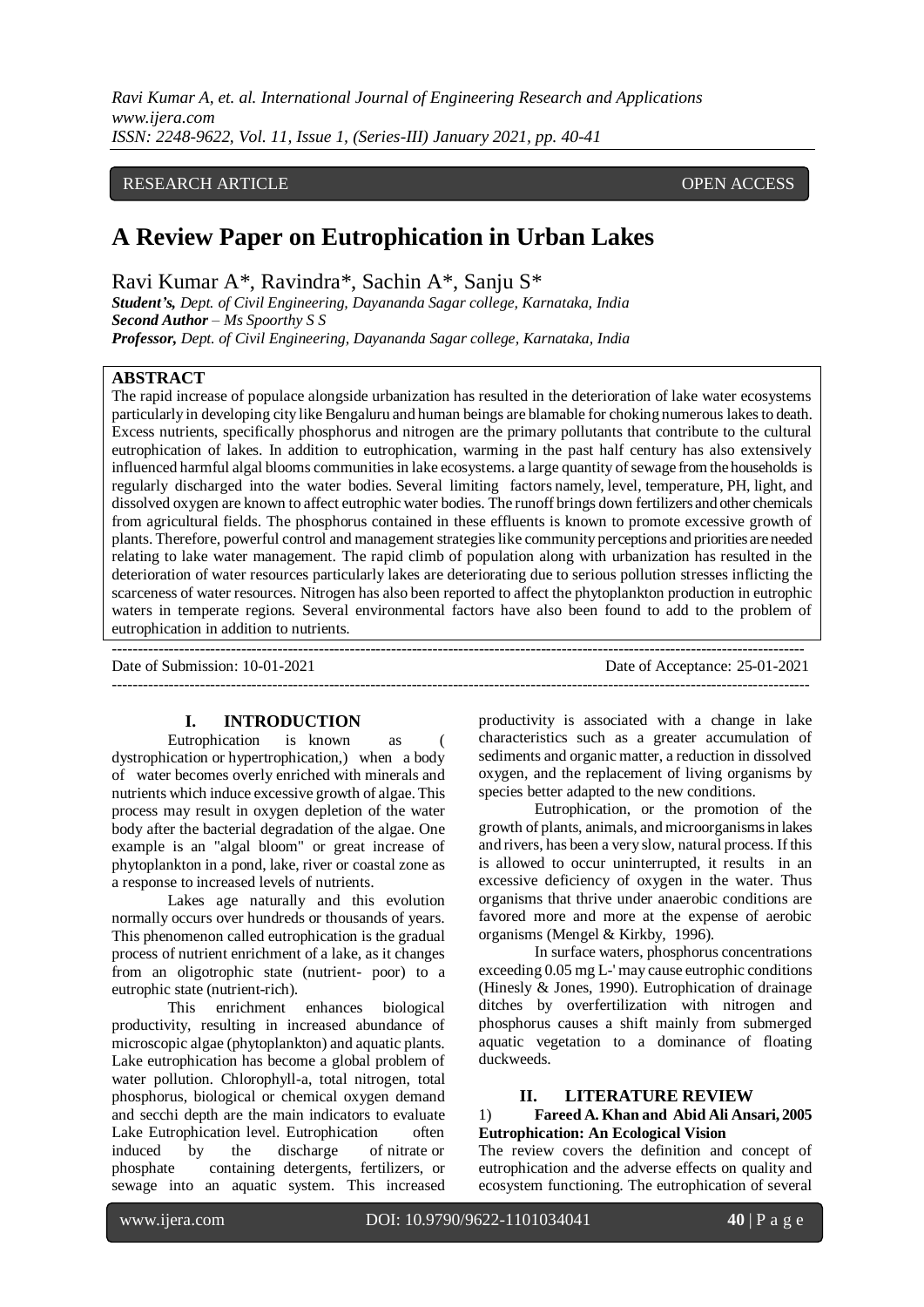RESEARCH ARTICLE OPEN ACCESS

# A Review Paper on Eutrophication in Urban Lakes

Ravi Kumar A*, Ravindra*, Sachin A*, Sanju S*

***Student's,** Dept. of Civil Engineering, Dayananda Sagar college, Karnataka, India*
***Second Author** – Ms Spoorthy S S*
***Professor,** Dept. of Civil Engineering, Dayananda Sagar college, Karnataka, India*

## ABSTRACT

The rapid increase of populace alongside urbanization has resulted in the deterioration of lake water ecosystems particularly in developing city like Bengaluru and human beings are blamable for choking numerous lakes to death. Excess nutrients, specifically phosphorus and nitrogen are the primary pollutants that contribute to the cultural eutrophication of lakes. In addition to eutrophication, warming in the past half century has also extensively influenced harmful algal blooms communities in lake ecosystems. a large quantity of sewage from the households is regularly discharged into the water bodies. Several limiting factors namely, level, temperature, PH, light, and dissolved oxygen are known to affect eutrophic water bodies. The runoff brings down fertilizers and other chemicals from agricultural fields. The phosphorus contained in these effluents is known to promote excessive growth of plants. Therefore, powerful control and management strategies like community perceptions and priorities are needed relating to lake water management. The rapid climb of population along with urbanization has resulted in the deterioration of water resources particularly lakes are deteriorating due to serious pollution stresses inflicting the scarceness of water resources. Nitrogen has also been reported to affect the phytoplankton production in eutrophic waters in temperate regions. Several environmental factors have also been found to add to the problem of eutrophication in addition to nutrients.

---

Date of Submission: 10-01-2021 Date of Acceptance: 25-01-2021

---

## I. INTRODUCTION

Eutrophication is known as ( dystrophication or hypertrophication,) when a body of water becomes overly enriched with minerals and nutrients which induce excessive growth of algae. This process may result in oxygen depletion of the water body after the bacterial degradation of the algae. One example is an "algal bloom" or great increase of phytoplankton in a pond, lake, river or coastal zone as a response to increased levels of nutrients.

Lakes age naturally and this evolution normally occurs over hundreds or thousands of years. This phenomenon called eutrophication is the gradual process of nutrient enrichment of a lake, as it changes from an oligotrophic state (nutrient- poor) to a eutrophic state (nutrient-rich).

This enrichment enhances biological productivity, resulting in increased abundance of microscopic algae (phytoplankton) and aquatic plants. Lake eutrophication has become a global problem of water pollution. Chlorophyll-a, total nitrogen, total phosphorus, biological or chemical oxygen demand and secchi depth are the main indicators to evaluate Lake Eutrophication level. Eutrophication often induced by the discharge of nitrate or phosphate containing detergents, fertilizers, or sewage into an aquatic system. This increased productivity is associated with a change in lake characteristics such as a greater accumulation of sediments and organic matter, a reduction in dissolved oxygen, and the replacement of living organisms by species better adapted to the new conditions.

Eutrophication, or the promotion of the growth of plants, animals, and microorganisms in lakes and rivers, has been a very slow, natural process. If this is allowed to occur uninterrupted, it results in an excessive deficiency of oxygen in the water. Thus organisms that thrive under anaerobic conditions are favored more and more at the expense of aerobic organisms (Mengel & Kirkby, 1996).

In surface waters, phosphorus concentrations exceeding 0.05 mg L-' may cause eutrophic conditions (Hinesly & Jones, 1990). Eutrophication of drainage ditches by overfertilization with nitrogen and phosphorus causes a shift mainly from submerged aquatic vegetation to a dominance of floating duckweeds.

## II. LITERATURE REVIEW

1) **Fareed A. Khan and Abid Ali Ansari, 2005 Eutrophication: An Ecological Vision**

The review covers the definition and concept of eutrophication and the adverse effects on quality and ecosystem functioning. The eutrophication of several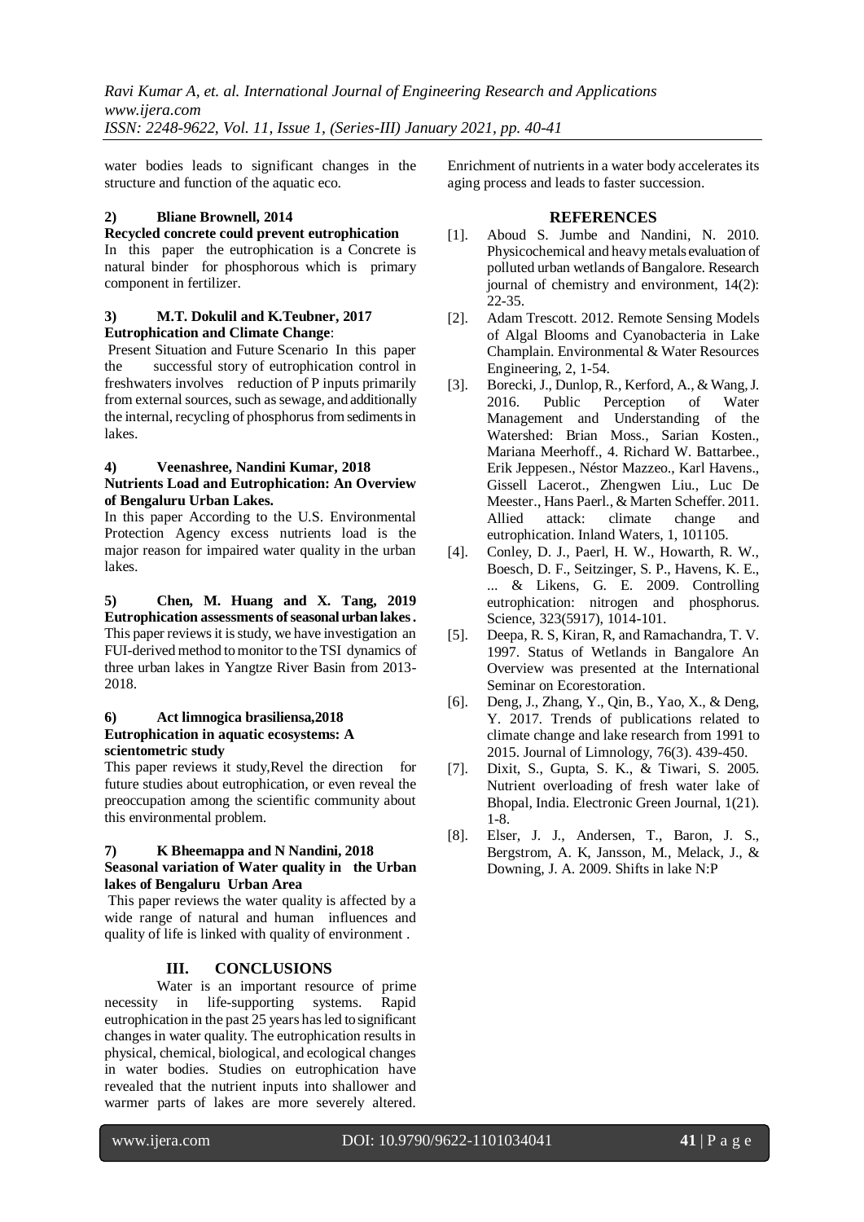water bodies leads to significant changes in the structure and function of the aquatic eco.

**2) Bliane Brownell, 2014**

**Recycled concrete could prevent eutrophication**

In this paper the eutrophication is a Concrete is natural binder for phosphorous which is primary component in fertilizer.

**3) M.T. Dokulil and K.Teubner, 2017**

**Eutrophication and Climate Change**:

Present Situation and Future Scenario In this paper the successful story of eutrophication control in freshwaters involves reduction of P inputs primarily from external sources, such as sewage, and additionally the internal, recycling of phosphorus from sediments in lakes.

**4) Veenashree, Nandini Kumar, 2018**

**Nutrients Load and Eutrophication: An Overview of Bengaluru Urban Lakes.**

In this paper According to the U.S. Environmental Protection Agency excess nutrients load is the major reason for impaired water quality in the urban lakes.

**5) Chen, M. Huang and X. Tang, 2019**

**Eutrophication assessments of seasonal urban lakes.**

This paper reviews it is study, we have investigation an FUI-derived method to monitor to the TSI dynamics of three urban lakes in Yangtze River Basin from 2013-2018.

**6) Act limnogica brasiliensa,2018**

**Eutrophication in aquatic ecosystems: A scientometric study**

This paper reviews it study,Revel the direction for future studies about eutrophication, or even reveal the preoccupation among the scientific community about this environmental problem.

**7) K Bheemappa and N Nandini, 2018**

**Seasonal variation of Water quality in the Urban lakes of Bengaluru Urban Area**

This paper reviews the water quality is affected by a wide range of natural and human influences and quality of life is linked with quality of environment .

## III. CONCLUSIONS

Water is an important resource of prime necessity in life-supporting systems. Rapid eutrophication in the past 25 years has led to significant changes in water quality. The eutrophication results in physical, chemical, biological, and ecological changes in water bodies. Studies on eutrophication have revealed that the nutrient inputs into shallower and warmer parts of lakes are more severely altered. Enrichment of nutrients in a water body accelerates its aging process and leads to faster succession.

## REFERENCES

[1]. Aboud S. Jumbe and Nandini, N. 2010. Physicochemical and heavy metals evaluation of polluted urban wetlands of Bangalore. Research journal of chemistry and environment, 14(2): 22-35.

[2]. Adam Trescott. 2012. Remote Sensing Models of Algal Blooms and Cyanobacteria in Lake Champlain. Environmental & Water Resources Engineering, 2, 1-54.

[3]. Borecki, J., Dunlop, R., Kerford, A., & Wang, J. 2016. Public Perception of Water Management and Understanding of the Watershed: Brian Moss., Sarian Kosten., Mariana Meerhoff., 4. Richard W. Battarbee., Erik Jeppesen., Néstor Mazzeo., Karl Havens., Gissell Lacerot., Zhengwen Liu., Luc De Meester., Hans Paerl., & Marten Scheffer. 2011. Allied attack: climate change and eutrophication. Inland Waters, 1, 101105.

[4]. Conley, D. J., Paerl, H. W., Howarth, R. W., Boesch, D. F., Seitzinger, S. P., Havens, K. E., ... & Likens, G. E. 2009. Controlling eutrophication: nitrogen and phosphorus. Science, 323(5917), 1014-101.

[5]. Deepa, R. S, Kiran, R, and Ramachandra, T. V. 1997. Status of Wetlands in Bangalore An Overview was presented at the International Seminar on Ecorestoration.

[6]. Deng, J., Zhang, Y., Qin, B., Yao, X., & Deng, Y. 2017. Trends of publications related to climate change and lake research from 1991 to 2015. Journal of Limnology, 76(3). 439-450.

[7]. Dixit, S., Gupta, S. K., & Tiwari, S. 2005. Nutrient overloading of fresh water lake of Bhopal, India. Electronic Green Journal, 1(21). 1-8.

[8]. Elser, J. J., Andersen, T., Baron, J. S., Bergstrom, A. K, Jansson, M., Melack, J., & Downing, J. A. 2009. Shifts in lake N:P